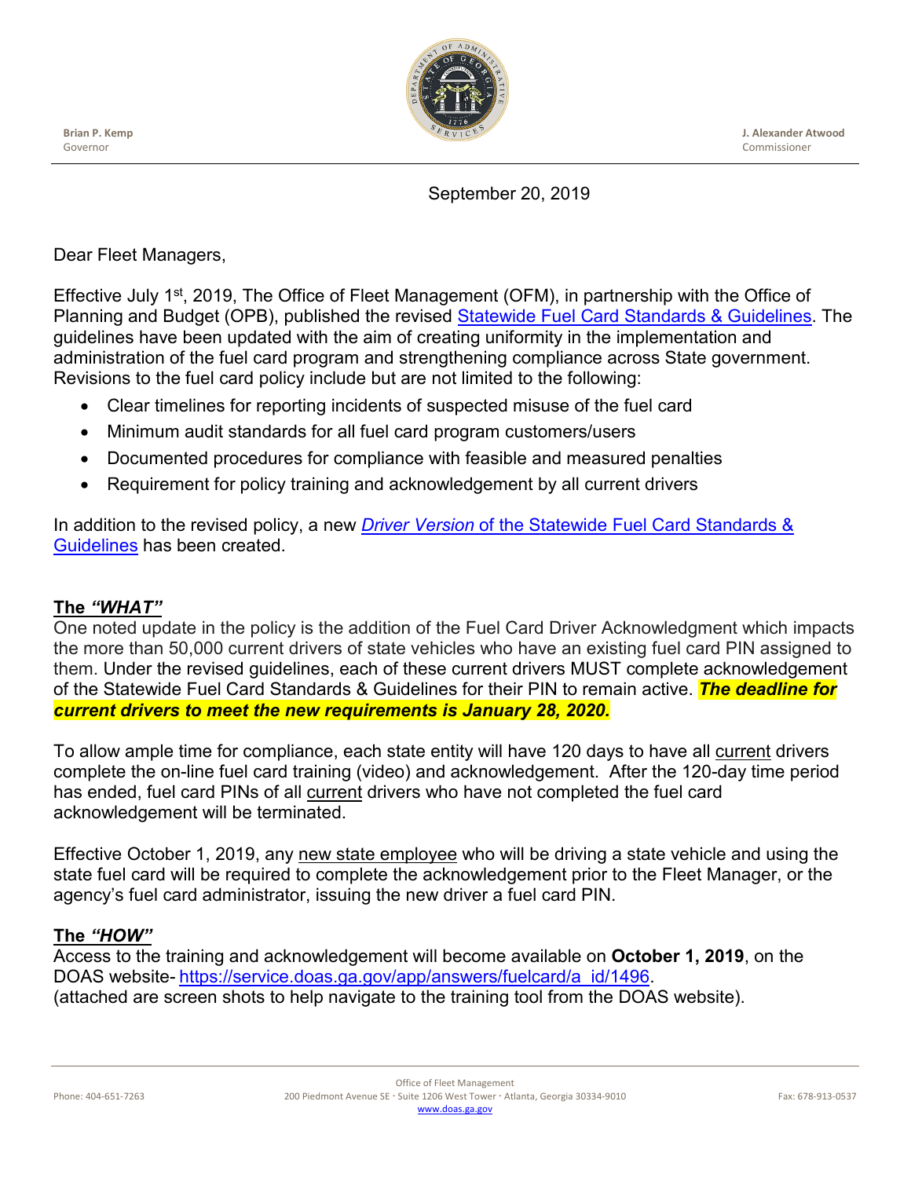Brian P. Kemp
Governor

J. Alexander Atwood
Commissioner

September 20, 2019

Dear Fleet Managers,

Effective July 1st, 2019, The Office of Fleet Management (OFM), in partnership with the Office of Planning and Budget (OPB), published the revised [Statewide Fuel Card Standards & Guidelines](). The guidelines have been updated with the aim of creating uniformity in the implementation and administration of the fuel card program and strengthening compliance across State government. Revisions to the fuel card policy include but are not limited to the following:

- Clear timelines for reporting incidents of suspected misuse of the fuel card
- Minimum audit standards for all fuel card program customers/users
- Documented procedures for compliance with feasible and measured penalties
- Requirement for policy training and acknowledgement by all current drivers

In addition to the revised policy, a new [*Driver Version* of the Statewide Fuel Card Standards & Guidelines]() has been created.

## The *"WHAT"*

One noted update in the policy is the addition of the Fuel Card Driver Acknowledgment which impacts the more than 50,000 current drivers of state vehicles who have an existing fuel card PIN assigned to them. Under the revised guidelines, each of these current drivers MUST complete acknowledgement of the Statewide Fuel Card Standards & Guidelines for their PIN to remain active. ***The deadline for current drivers to meet the new requirements is January 28, 2020.***

To allow ample time for compliance, each state entity will have 120 days to have all current drivers complete the on-line fuel card training (video) and acknowledgement. After the 120-day time period has ended, fuel card PINs of all current drivers who have not completed the fuel card acknowledgement will be terminated.

Effective October 1, 2019, any new state employee who will be driving a state vehicle and using the state fuel card will be required to complete the acknowledgement prior to the Fleet Manager, or the agency's fuel card administrator, issuing the new driver a fuel card PIN.

## The *"HOW"*

Access to the training and acknowledgement will become available on **October 1, 2019**, on the DOAS website- https://service.doas.ga.gov/app/answers/fuelcard/a_id/1496.
(attached are screen shots to help navigate to the training tool from the DOAS website).

Office of Fleet Management
Phone: 404-651-7263 · 200 Piedmont Avenue SE · Suite 1206 West Tower · Atlanta, Georgia 30334-9010 · Fax: 678-913-0537
www.doas.ga.gov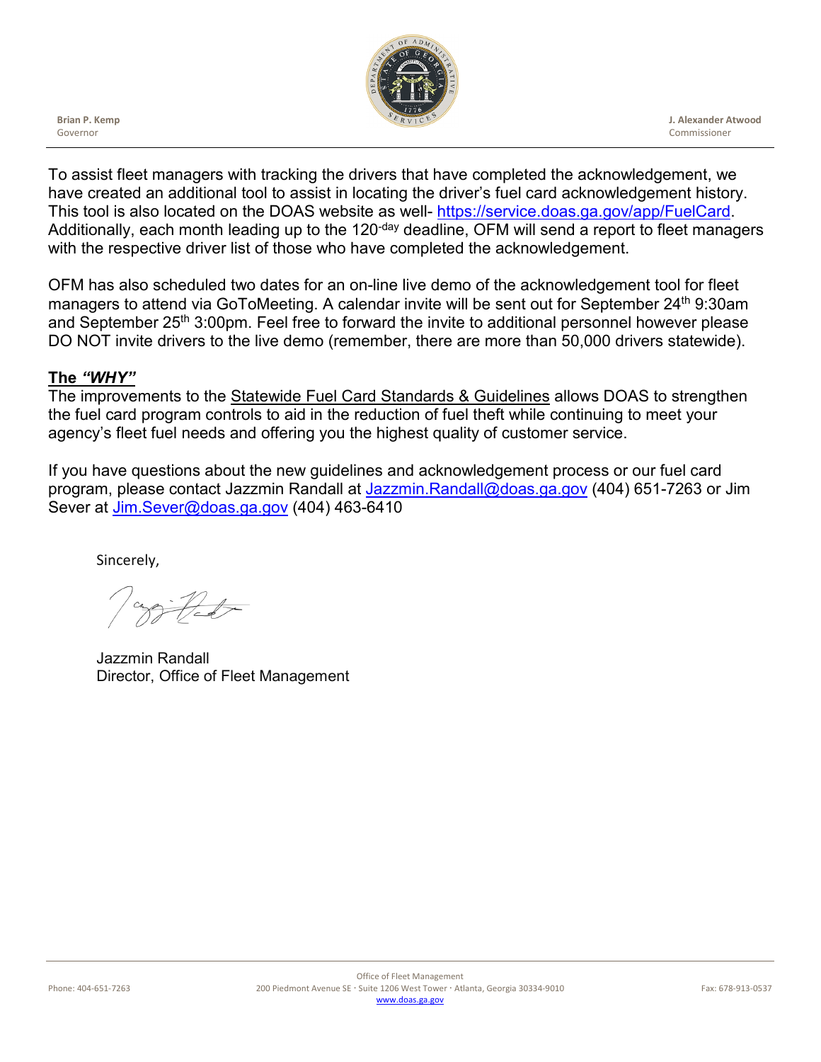To assist fleet managers with tracking the drivers that have completed the acknowledgement, we have created an additional tool to assist in locating the driver's fuel card acknowledgement history. This tool is also located on the DOAS website as well- https://service.doas.ga.gov/app/FuelCard. Additionally, each month leading up to the 120-day deadline, OFM will send a report to fleet managers with the respective driver list of those who have completed the acknowledgement.

OFM has also scheduled two dates for an on-line live demo of the acknowledgement tool for fleet managers to attend via GoToMeeting. A calendar invite will be sent out for September 24th 9:30am and September 25th 3:00pm. Feel free to forward the invite to additional personnel however please DO NOT invite drivers to the live demo (remember, there are more than 50,000 drivers statewide).

**The *"WHY"***

The improvements to the Statewide Fuel Card Standards & Guidelines allows DOAS to strengthen the fuel card program controls to aid in the reduction of fuel theft while continuing to meet your agency's fleet fuel needs and offering you the highest quality of customer service.

If you have questions about the new guidelines and acknowledgement process or our fuel card program, please contact Jazzmin Randall at Jazzmin.Randall@doas.ga.gov (404) 651-7263 or Jim Sever at Jim.Sever@doas.ga.gov (404) 463-6410

Sincerely,

Jazzmin Randall
Director, Office of Fleet Management